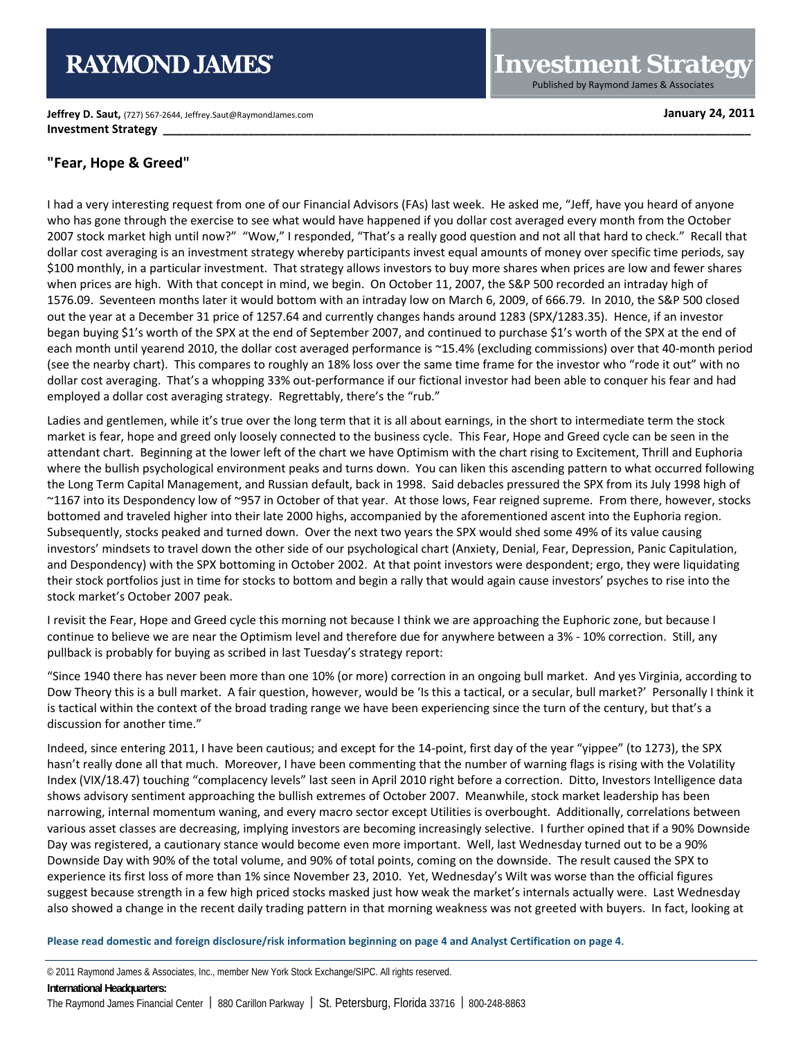**Jeffrey D. Saut,** (727) 567-2644, Jeffrey.Saut@RaymondJames.com

**January 24, 2011**

**Investment Strategy**

## "Fear, Hope & Greed"

I had a very interesting request from one of our Financial Advisors (FAs) last week. He asked me, "Jeff, have you heard of anyone who has gone through the exercise to see what would have happened if you dollar cost averaged every month from the October 2007 stock market high until now?" "Wow," I responded, "That's a really good question and not all that hard to check." Recall that dollar cost averaging is an investment strategy whereby participants invest equal amounts of money over specific time periods, say \$100 monthly, in a particular investment. That strategy allows investors to buy more shares when prices are low and fewer shares when prices are high. With that concept in mind, we begin. On October 11, 2007, the S&P 500 recorded an intraday high of 1576.09. Seventeen months later it would bottom with an intraday low on March 6, 2009, of 666.79. In 2010, the S&P 500 closed out the year at a December 31 price of 1257.64 and currently changes hands around 1283 (SPX/1283.35). Hence, if an investor began buying \$1's worth of the SPX at the end of September 2007, and continued to purchase \$1's worth of the SPX at the end of each month until yearend 2010, the dollar cost averaged performance is ~15.4% (excluding commissions) over that 40-month period (see the nearby chart). This compares to roughly an 18% loss over the same time frame for the investor who "rode it out" with no dollar cost averaging. That's a whopping 33% out-performance if our fictional investor had been able to conquer his fear and had employed a dollar cost averaging strategy. Regrettably, there's the "rub."

Ladies and gentlemen, while it's true over the long term that it is all about earnings, in the short to intermediate term the stock market is fear, hope and greed only loosely connected to the business cycle. This Fear, Hope and Greed cycle can be seen in the attendant chart. Beginning at the lower left of the chart we have Optimism with the chart rising to Excitement, Thrill and Euphoria where the bullish psychological environment peaks and turns down. You can liken this ascending pattern to what occurred following the Long Term Capital Management, and Russian default, back in 1998. Said debacles pressured the SPX from its July 1998 high of ~1167 into its Despondency low of ~957 in October of that year. At those lows, Fear reigned supreme. From there, however, stocks bottomed and traveled higher into their late 2000 highs, accompanied by the aforementioned ascent into the Euphoria region. Subsequently, stocks peaked and turned down. Over the next two years the SPX would shed some 49% of its value causing investors' mindsets to travel down the other side of our psychological chart (Anxiety, Denial, Fear, Depression, Panic Capitulation, and Despondency) with the SPX bottoming in October 2002. At that point investors were despondent; ergo, they were liquidating their stock portfolios just in time for stocks to bottom and begin a rally that would again cause investors' psyches to rise into the stock market's October 2007 peak.

I revisit the Fear, Hope and Greed cycle this morning not because I think we are approaching the Euphoric zone, but because I continue to believe we are near the Optimism level and therefore due for anywhere between a 3% - 10% correction. Still, any pullback is probably for buying as scribed in last Tuesday's strategy report:

"Since 1940 there has never been more than one 10% (or more) correction in an ongoing bull market. And yes Virginia, according to Dow Theory this is a bull market. A fair question, however, would be 'Is this a tactical, or a secular, bull market?' Personally I think it is tactical within the context of the broad trading range we have been experiencing since the turn of the century, but that's a discussion for another time."

Indeed, since entering 2011, I have been cautious; and except for the 14-point, first day of the year "yippee" (to 1273), the SPX hasn't really done all that much. Moreover, I have been commenting that the number of warning flags is rising with the Volatility Index (VIX/18.47) touching "complacency levels" last seen in April 2010 right before a correction. Ditto, Investors Intelligence data shows advisory sentiment approaching the bullish extremes of October 2007. Meanwhile, stock market leadership has been narrowing, internal momentum waning, and every macro sector except Utilities is overbought. Additionally, correlations between various asset classes are decreasing, implying investors are becoming increasingly selective. I further opined that if a 90% Downside Day was registered, a cautionary stance would become even more important. Well, last Wednesday turned out to be a 90% Downside Day with 90% of the total volume, and 90% of total points, coming on the downside. The result caused the SPX to experience its first loss of more than 1% since November 23, 2010. Yet, Wednesday's Wilt was worse than the official figures suggest because strength in a few high priced stocks masked just how weak the market's internals actually were. Last Wednesday also showed a change in the recent daily trading pattern in that morning weakness was not greeted with buyers. In fact, looking at

**Please read domestic and foreign disclosure/risk information beginning on page 4 and Analyst Certification on page 4.**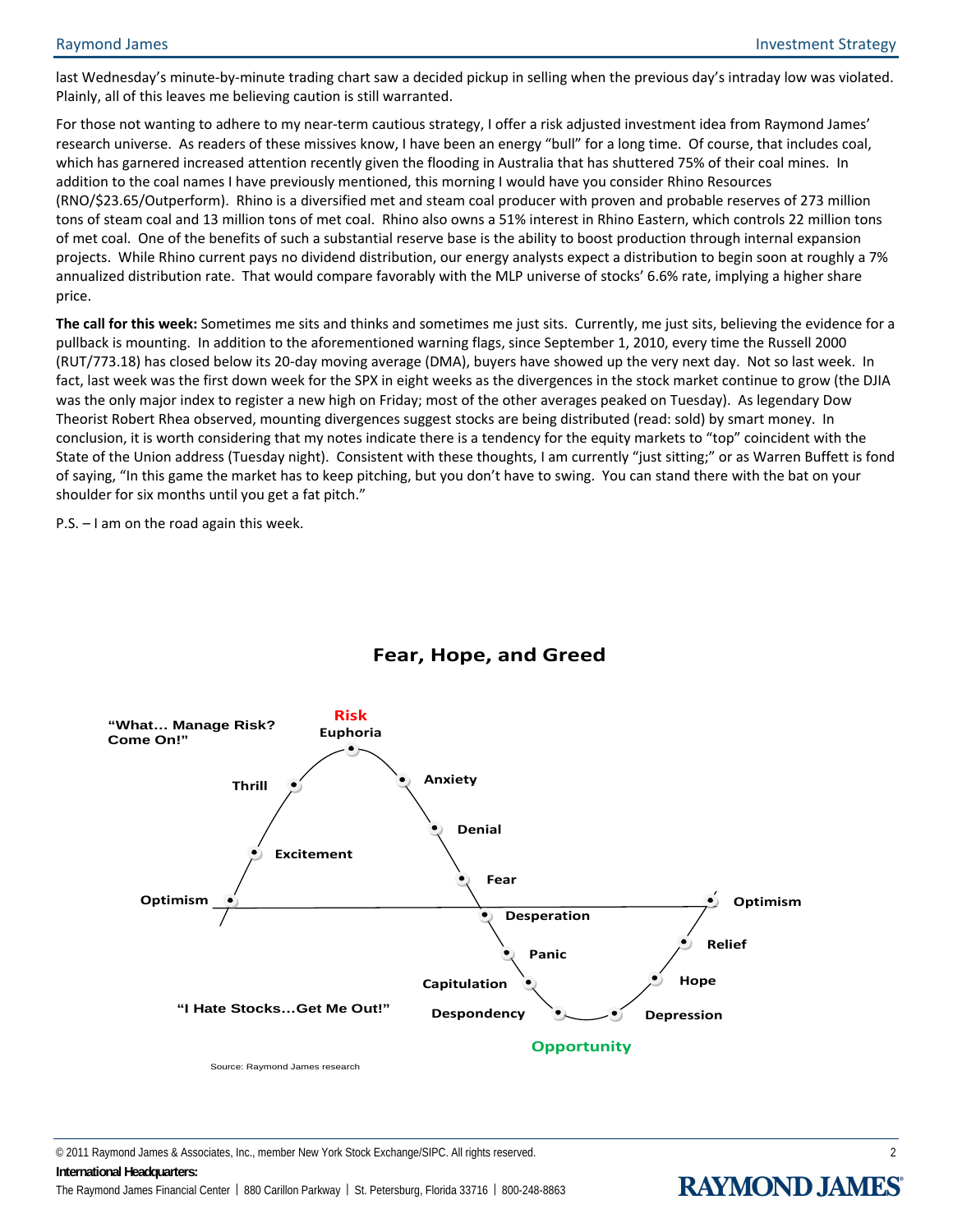last Wednesday's minute-by-minute trading chart saw a decided pickup in selling when the previous day's intraday low was violated. Plainly, all of this leaves me believing caution is still warranted.

For those not wanting to adhere to my near-term cautious strategy, I offer a risk adjusted investment idea from Raymond James' research universe. As readers of these missives know, I have been an energy "bull" for a long time. Of course, that includes coal, which has garnered increased attention recently given the flooding in Australia that has shuttered 75% of their coal mines. In addition to the coal names I have previously mentioned, this morning I would have you consider Rhino Resources (RNO/$23.65/Outperform). Rhino is a diversified met and steam coal producer with proven and probable reserves of 273 million tons of steam coal and 13 million tons of met coal. Rhino also owns a 51% interest in Rhino Eastern, which controls 22 million tons of met coal. One of the benefits of such a substantial reserve base is the ability to boost production through internal expansion projects. While Rhino current pays no dividend distribution, our energy analysts expect a distribution to begin soon at roughly a 7% annualized distribution rate. That would compare favorably with the MLP universe of stocks' 6.6% rate, implying a higher share price.

**The call for this week:** Sometimes me sits and thinks and sometimes me just sits. Currently, me just sits, believing the evidence for a pullback is mounting. In addition to the aforementioned warning flags, since September 1, 2010, every time the Russell 2000 (RUT/773.18) has closed below its 20-day moving average (DMA), buyers have showed up the very next day. Not so last week. In fact, last week was the first down week for the SPX in eight weeks as the divergences in the stock market continue to grow (the DJIA was the only major index to register a new high on Friday; most of the other averages peaked on Tuesday). As legendary Dow Theorist Robert Rhea observed, mounting divergences suggest stocks are being distributed (read: sold) by smart money. In conclusion, it is worth considering that my notes indicate there is a tendency for the equity markets to "top" coincident with the State of the Union address (Tuesday night). Consistent with these thoughts, I am currently "just sitting;" or as Warren Buffett is fond of saying, "In this game the market has to keep pitching, but you don't have to swing. You can stand there with the bat on your shoulder for six months until you get a fat pitch."

P.S. – I am on the road again this week.

## Fear, Hope, and Greed

"What... Manage Risk? Come On!"

Risk — Euphoria

Optimism → Excitement → Thrill → Euphoria → Anxiety → Denial → Fear → Desperation → Panic → Capitulation → Despondency → Depression → Hope → Relief → Optimism

"I Hate Stocks...Get Me Out!"

Opportunity

Source: Raymond James research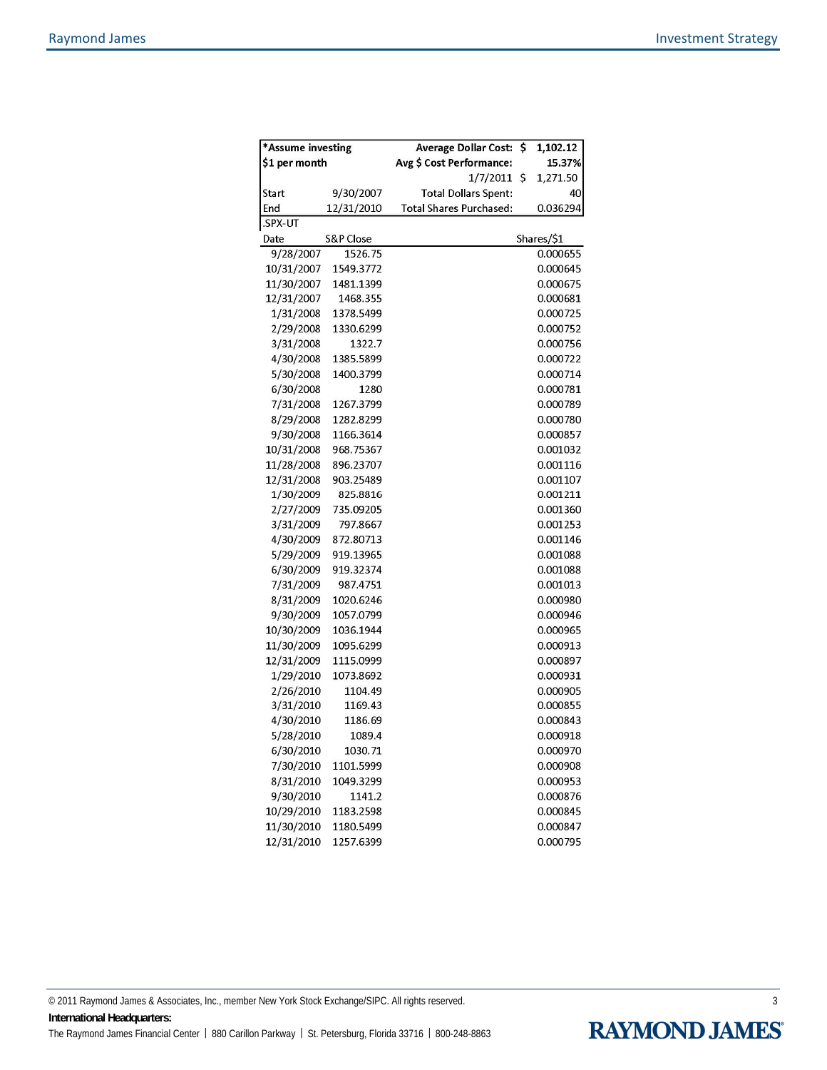| *Assume investing | | Average Dollar Cost: | $ 1,102.12 |
|---|---|---|---|
| $1 per month | | Avg $ Cost Performance: | 15.37% |
| | | 1/7/2011 | $ 1,271.50 |
| Start | 9/30/2007 | Total Dollars Spent: | 40 |
| End | 12/31/2010 | Total Shares Purchased: | 0.036294 |
| .SPX-UT | | | |

| Date | S&P Close | Shares/$1 |
|---|---|---|
| 9/28/2007 | 1526.75 | 0.000655 |
| 10/31/2007 | 1549.3772 | 0.000645 |
| 11/30/2007 | 1481.1399 | 0.000675 |
| 12/31/2007 | 1468.355 | 0.000681 |
| 1/31/2008 | 1378.5499 | 0.000725 |
| 2/29/2008 | 1330.6299 | 0.000752 |
| 3/31/2008 | 1322.7 | 0.000756 |
| 4/30/2008 | 1385.5899 | 0.000722 |
| 5/30/2008 | 1400.3799 | 0.000714 |
| 6/30/2008 | 1280 | 0.000781 |
| 7/31/2008 | 1267.3799 | 0.000789 |
| 8/29/2008 | 1282.8299 | 0.000780 |
| 9/30/2008 | 1166.3614 | 0.000857 |
| 10/31/2008 | 968.75367 | 0.001032 |
| 11/28/2008 | 896.23707 | 0.001116 |
| 12/31/2008 | 903.25489 | 0.001107 |
| 1/30/2009 | 825.8816 | 0.001211 |
| 2/27/2009 | 735.09205 | 0.001360 |
| 3/31/2009 | 797.8667 | 0.001253 |
| 4/30/2009 | 872.80713 | 0.001146 |
| 5/29/2009 | 919.13965 | 0.001088 |
| 6/30/2009 | 919.32374 | 0.001088 |
| 7/31/2009 | 987.4751 | 0.001013 |
| 8/31/2009 | 1020.6246 | 0.000980 |
| 9/30/2009 | 1057.0799 | 0.000946 |
| 10/30/2009 | 1036.1944 | 0.000965 |
| 11/30/2009 | 1095.6299 | 0.000913 |
| 12/31/2009 | 1115.0999 | 0.000897 |
| 1/29/2010 | 1073.8692 | 0.000931 |
| 2/26/2010 | 1104.49 | 0.000905 |
| 3/31/2010 | 1169.43 | 0.000855 |
| 4/30/2010 | 1186.69 | 0.000843 |
| 5/28/2010 | 1089.4 | 0.000918 |
| 6/30/2010 | 1030.71 | 0.000970 |
| 7/30/2010 | 1101.5999 | 0.000908 |
| 8/31/2010 | 1049.3299 | 0.000953 |
| 9/30/2010 | 1141.2 | 0.000876 |
| 10/29/2010 | 1183.2598 | 0.000845 |
| 11/30/2010 | 1180.5499 | 0.000847 |
| 12/31/2010 | 1257.6399 | 0.000795 |

© 2011 Raymond James & Associates, Inc., member New York Stock Exchange/SIPC. All rights reserved.

**International Headquarters:**

The Raymond James Financial Center | 880 Carillon Parkway | St. Petersburg, Florida 33716 | 800-248-8863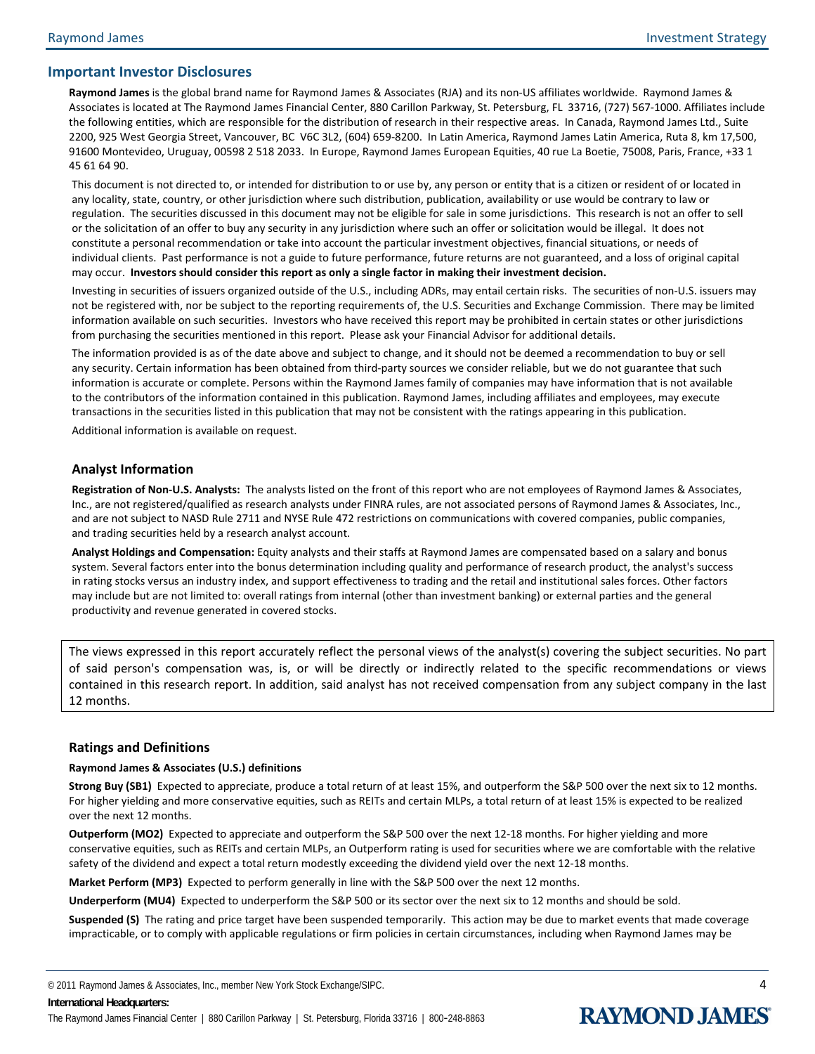## Important Investor Disclosures

**Raymond James** is the global brand name for Raymond James & Associates (RJA) and its non-US affiliates worldwide. Raymond James & Associates is located at The Raymond James Financial Center, 880 Carillon Parkway, St. Petersburg, FL 33716, (727) 567-1000. Affiliates include the following entities, which are responsible for the distribution of research in their respective areas. In Canada, Raymond James Ltd., Suite 2200, 925 West Georgia Street, Vancouver, BC V6C 3L2, (604) 659-8200. In Latin America, Raymond James Latin America, Ruta 8, km 17,500, 91600 Montevideo, Uruguay, 00598 2 518 2033. In Europe, Raymond James European Equities, 40 rue La Boetie, 75008, Paris, France, +33 1 45 61 64 90.

This document is not directed to, or intended for distribution to or use by, any person or entity that is a citizen or resident of or located in any locality, state, country, or other jurisdiction where such distribution, publication, availability or use would be contrary to law or regulation. The securities discussed in this document may not be eligible for sale in some jurisdictions. This research is not an offer to sell or the solicitation of an offer to buy any security in any jurisdiction where such an offer or solicitation would be illegal. It does not constitute a personal recommendation or take into account the particular investment objectives, financial situations, or needs of individual clients. Past performance is not a guide to future performance, future returns are not guaranteed, and a loss of original capital may occur. **Investors should consider this report as only a single factor in making their investment decision.**

Investing in securities of issuers organized outside of the U.S., including ADRs, may entail certain risks. The securities of non-U.S. issuers may not be registered with, nor be subject to the reporting requirements of, the U.S. Securities and Exchange Commission. There may be limited information available on such securities. Investors who have received this report may be prohibited in certain states or other jurisdictions from purchasing the securities mentioned in this report. Please ask your Financial Advisor for additional details.

The information provided is as of the date above and subject to change, and it should not be deemed a recommendation to buy or sell any security. Certain information has been obtained from third-party sources we consider reliable, but we do not guarantee that such information is accurate or complete. Persons within the Raymond James family of companies may have information that is not available to the contributors of the information contained in this publication. Raymond James, including affiliates and employees, may execute transactions in the securities listed in this publication that may not be consistent with the ratings appearing in this publication.

Additional information is available on request.

### Analyst Information

**Registration of Non-U.S. Analysts:** The analysts listed on the front of this report who are not employees of Raymond James & Associates, Inc., are not registered/qualified as research analysts under FINRA rules, are not associated persons of Raymond James & Associates, Inc., and are not subject to NASD Rule 2711 and NYSE Rule 472 restrictions on communications with covered companies, public companies, and trading securities held by a research analyst account.

**Analyst Holdings and Compensation:** Equity analysts and their staffs at Raymond James are compensated based on a salary and bonus system. Several factors enter into the bonus determination including quality and performance of research product, the analyst's success in rating stocks versus an industry index, and support effectiveness to trading and the retail and institutional sales forces. Other factors may include but are not limited to: overall ratings from internal (other than investment banking) or external parties and the general productivity and revenue generated in covered stocks.

The views expressed in this report accurately reflect the personal views of the analyst(s) covering the subject securities. No part of said person's compensation was, is, or will be directly or indirectly related to the specific recommendations or views contained in this research report. In addition, said analyst has not received compensation from any subject company in the last 12 months.

### Ratings and Definitions

**Raymond James & Associates (U.S.) definitions**

**Strong Buy (SB1)** Expected to appreciate, produce a total return of at least 15%, and outperform the S&P 500 over the next six to 12 months. For higher yielding and more conservative equities, such as REITs and certain MLPs, a total return of at least 15% is expected to be realized over the next 12 months.

**Outperform (MO2)** Expected to appreciate and outperform the S&P 500 over the next 12-18 months. For higher yielding and more conservative equities, such as REITs and certain MLPs, an Outperform rating is used for securities where we are comfortable with the relative safety of the dividend and expect a total return modestly exceeding the dividend yield over the next 12-18 months.

**Market Perform (MP3)** Expected to perform generally in line with the S&P 500 over the next 12 months.

**Underperform (MU4)** Expected to underperform the S&P 500 or its sector over the next six to 12 months and should be sold.

**Suspended (S)** The rating and price target have been suspended temporarily. This action may be due to market events that made coverage impracticable, or to comply with applicable regulations or firm policies in certain circumstances, including when Raymond James may be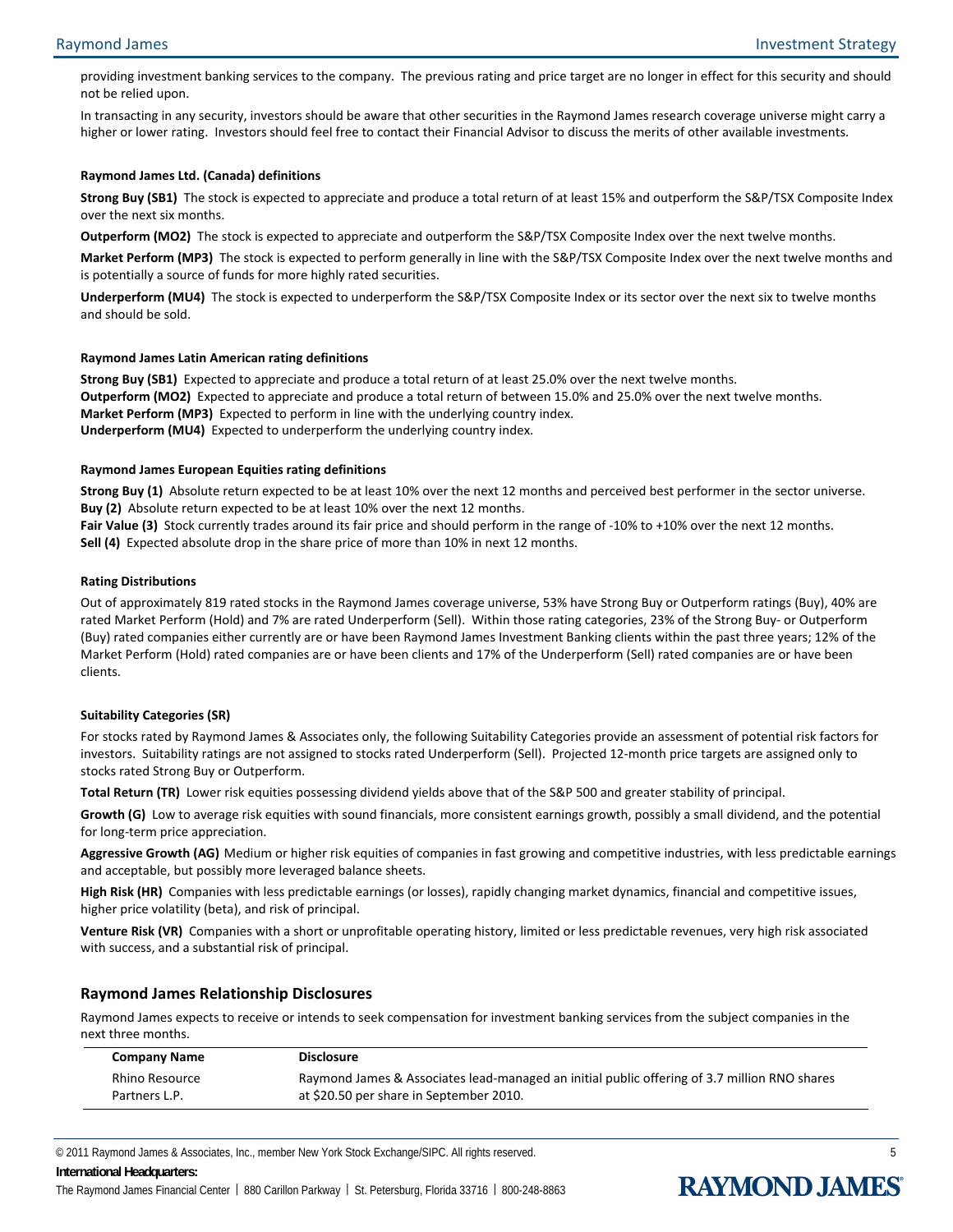providing investment banking services to the company. The previous rating and price target are no longer in effect for this security and should not be relied upon.

In transacting in any security, investors should be aware that other securities in the Raymond James research coverage universe might carry a higher or lower rating. Investors should feel free to contact their Financial Advisor to discuss the merits of other available investments.

**Raymond James Ltd. (Canada) definitions**

**Strong Buy (SB1)** The stock is expected to appreciate and produce a total return of at least 15% and outperform the S&P/TSX Composite Index over the next six months.

**Outperform (MO2)** The stock is expected to appreciate and outperform the S&P/TSX Composite Index over the next twelve months.

**Market Perform (MP3)** The stock is expected to perform generally in line with the S&P/TSX Composite Index over the next twelve months and is potentially a source of funds for more highly rated securities.

**Underperform (MU4)** The stock is expected to underperform the S&P/TSX Composite Index or its sector over the next six to twelve months and should be sold.

**Raymond James Latin American rating definitions**

**Strong Buy (SB1)** Expected to appreciate and produce a total return of at least 25.0% over the next twelve months.
**Outperform (MO2)** Expected to appreciate and produce a total return of between 15.0% and 25.0% over the next twelve months.
**Market Perform (MP3)** Expected to perform in line with the underlying country index.
**Underperform (MU4)** Expected to underperform the underlying country index.

**Raymond James European Equities rating definitions**

**Strong Buy (1)** Absolute return expected to be at least 10% over the next 12 months and perceived best performer in the sector universe.
**Buy (2)** Absolute return expected to be at least 10% over the next 12 months.
**Fair Value (3)** Stock currently trades around its fair price and should perform in the range of -10% to +10% over the next 12 months.
**Sell (4)** Expected absolute drop in the share price of more than 10% in next 12 months.

**Rating Distributions**

Out of approximately 819 rated stocks in the Raymond James coverage universe, 53% have Strong Buy or Outperform ratings (Buy), 40% are rated Market Perform (Hold) and 7% are rated Underperform (Sell). Within those rating categories, 23% of the Strong Buy- or Outperform (Buy) rated companies either currently are or have been Raymond James Investment Banking clients within the past three years; 12% of the Market Perform (Hold) rated companies are or have been clients and 17% of the Underperform (Sell) rated companies are or have been clients.

**Suitability Categories (SR)**

For stocks rated by Raymond James & Associates only, the following Suitability Categories provide an assessment of potential risk factors for investors. Suitability ratings are not assigned to stocks rated Underperform (Sell). Projected 12-month price targets are assigned only to stocks rated Strong Buy or Outperform.

**Total Return (TR)** Lower risk equities possessing dividend yields above that of the S&P 500 and greater stability of principal.

**Growth (G)** Low to average risk equities with sound financials, more consistent earnings growth, possibly a small dividend, and the potential for long-term price appreciation.

**Aggressive Growth (AG)** Medium or higher risk equities of companies in fast growing and competitive industries, with less predictable earnings and acceptable, but possibly more leveraged balance sheets.

**High Risk (HR)** Companies with less predictable earnings (or losses), rapidly changing market dynamics, financial and competitive issues, higher price volatility (beta), and risk of principal.

**Venture Risk (VR)** Companies with a short or unprofitable operating history, limited or less predictable revenues, very high risk associated with success, and a substantial risk of principal.

## Raymond James Relationship Disclosures

Raymond James expects to receive or intends to seek compensation for investment banking services from the subject companies in the next three months.

| Company Name | Disclosure |
|---|---|
| Rhino Resource Partners L.P. | Raymond James & Associates lead-managed an initial public offering of 3.7 million RNO shares at $20.50 per share in September 2010. |

© 2011 Raymond James & Associates, Inc., member New York Stock Exchange/SIPC. All rights reserved.

**International Headquarters:**

The Raymond James Financial Center | 880 Carillon Parkway | St. Petersburg, Florida 33716 | 800-248-8863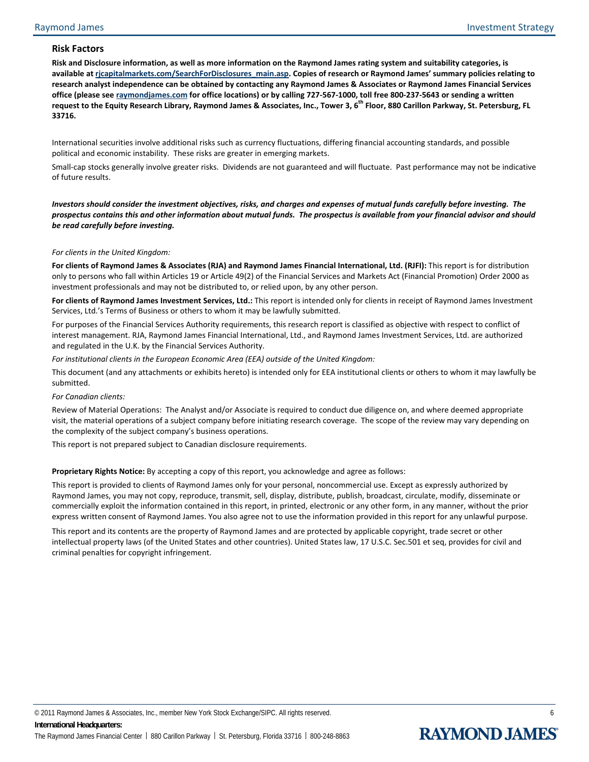## Risk Factors

**Risk and Disclosure information, as well as more information on the Raymond James rating system and suitability categories, is available at rjcapitalmarkets.com/SearchForDisclosures_main.asp. Copies of research or Raymond James' summary policies relating to research analyst independence can be obtained by contacting any Raymond James & Associates or Raymond James Financial Services office (please see raymondjames.com for office locations) or by calling 727-567-1000, toll free 800-237-5643 or sending a written request to the Equity Research Library, Raymond James & Associates, Inc., Tower 3, 6th Floor, 880 Carillon Parkway, St. Petersburg, FL 33716.**

International securities involve additional risks such as currency fluctuations, differing financial accounting standards, and possible political and economic instability. These risks are greater in emerging markets.

Small-cap stocks generally involve greater risks. Dividends are not guaranteed and will fluctuate. Past performance may not be indicative of future results.

***Investors should consider the investment objectives, risks, and charges and expenses of mutual funds carefully before investing. The prospectus contains this and other information about mutual funds. The prospectus is available from your financial advisor and should be read carefully before investing.***

*For clients in the United Kingdom:*

**For clients of Raymond James & Associates (RJA) and Raymond James Financial International, Ltd. (RJFI):** This report is for distribution only to persons who fall within Articles 19 or Article 49(2) of the Financial Services and Markets Act (Financial Promotion) Order 2000 as investment professionals and may not be distributed to, or relied upon, by any other person.

**For clients of Raymond James Investment Services, Ltd.:** This report is intended only for clients in receipt of Raymond James Investment Services, Ltd.'s Terms of Business or others to whom it may be lawfully submitted.

For purposes of the Financial Services Authority requirements, this research report is classified as objective with respect to conflict of interest management. RJA, Raymond James Financial International, Ltd., and Raymond James Investment Services, Ltd. are authorized and regulated in the U.K. by the Financial Services Authority.

*For institutional clients in the European Economic Area (EEA) outside of the United Kingdom:*

This document (and any attachments or exhibits hereto) is intended only for EEA institutional clients or others to whom it may lawfully be submitted.

*For Canadian clients:*

Review of Material Operations: The Analyst and/or Associate is required to conduct due diligence on, and where deemed appropriate visit, the material operations of a subject company before initiating research coverage. The scope of the review may vary depending on the complexity of the subject company's business operations.

This report is not prepared subject to Canadian disclosure requirements.

**Proprietary Rights Notice:** By accepting a copy of this report, you acknowledge and agree as follows:

This report is provided to clients of Raymond James only for your personal, noncommercial use. Except as expressly authorized by Raymond James, you may not copy, reproduce, transmit, sell, display, distribute, publish, broadcast, circulate, modify, disseminate or commercially exploit the information contained in this report, in printed, electronic or any other form, in any manner, without the prior express written consent of Raymond James. You also agree not to use the information provided in this report for any unlawful purpose.

This report and its contents are the property of Raymond James and are protected by applicable copyright, trade secret or other intellectual property laws (of the United States and other countries). United States law, 17 U.S.C. Sec.501 et seq, provides for civil and criminal penalties for copyright infringement.

© 2011 Raymond James & Associates, Inc., member New York Stock Exchange/SIPC. All rights reserved.

**International Headquarters:**

The Raymond James Financial Center | 880 Carillon Parkway | St. Petersburg, Florida 33716 | 800-248-8863